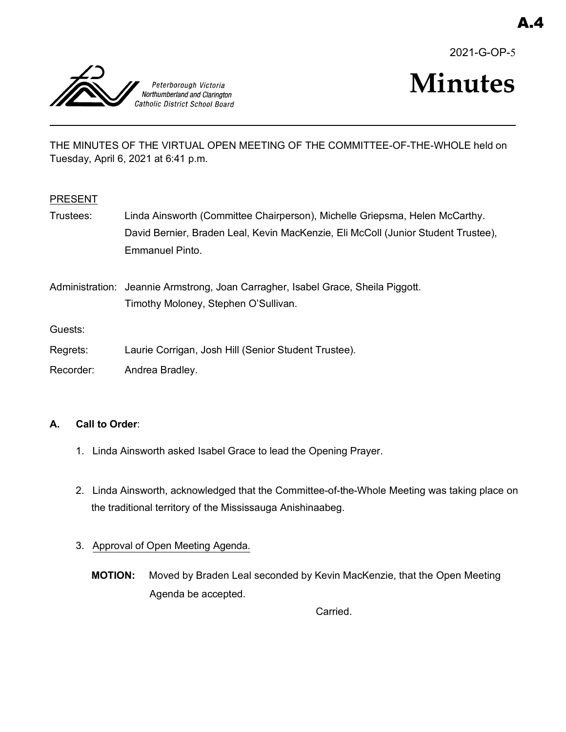A.4

2021-G-OP-5

Peterborough Victoria Northumberland and Clarington Catholic District School Board

# Minutes

THE MINUTES OF THE VIRTUAL OPEN MEETING OF THE COMMITTEE-OF-THE-WHOLE held on Tuesday, April 6, 2021 at 6:41 p.m.

PRESENT

Trustees: Linda Ainsworth (Committee Chairperson), Michelle Griepsma, Helen McCarthy. David Bernier, Braden Leal, Kevin MacKenzie, Eli McColl (Junior Student Trustee), Emmanuel Pinto.

Administration: Jeannie Armstrong, Joan Carragher, Isabel Grace, Sheila Piggott. Timothy Moloney, Stephen O'Sullivan.

Guests:

Regrets: Laurie Corrigan, Josh Hill (Senior Student Trustee).

Recorder: Andrea Bradley.

**A. Call to Order**:

1. Linda Ainsworth asked Isabel Grace to lead the Opening Prayer.

2. Linda Ainsworth, acknowledged that the Committee-of-the-Whole Meeting was taking place on the traditional territory of the Mississauga Anishinaabeg.

3. Approval of Open Meeting Agenda.

**MOTION:** Moved by Braden Leal seconded by Kevin MacKenzie, that the Open Meeting Agenda be accepted.

Carried.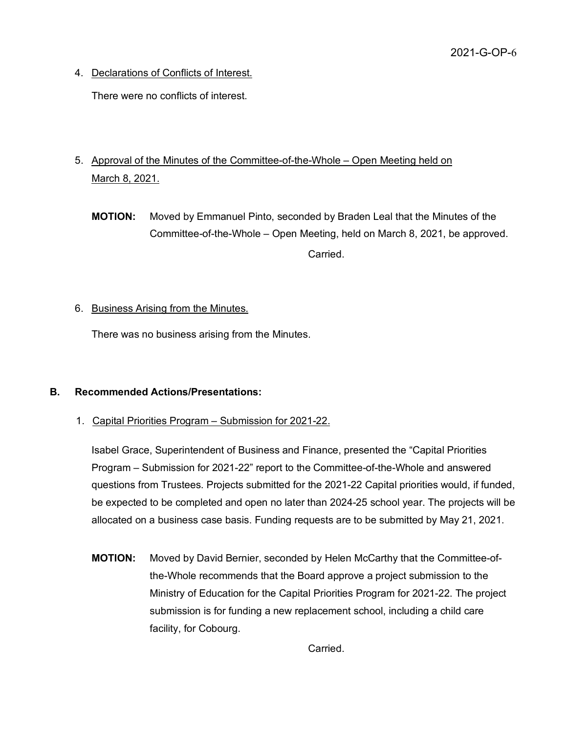4. Declarations of Conflicts of Interest.

   There were no conflicts of interest.

5. Approval of the Minutes of the Committee-of-the-Whole – Open Meeting held on March 8, 2021.

   **MOTION:** Moved by Emmanuel Pinto, seconded by Braden Leal that the Minutes of the Committee-of-the-Whole – Open Meeting, held on March 8, 2021, be approved.

   Carried.

6. Business Arising from the Minutes.

   There was no business arising from the Minutes.

## B. Recommended Actions/Presentations:

1. Capital Priorities Program – Submission for 2021-22.

   Isabel Grace, Superintendent of Business and Finance, presented the "Capital Priorities Program – Submission for 2021-22" report to the Committee-of-the-Whole and answered questions from Trustees. Projects submitted for the 2021-22 Capital priorities would, if funded, be expected to be completed and open no later than 2024-25 school year. The projects will be allocated on a business case basis. Funding requests are to be submitted by May 21, 2021.

   **MOTION:** Moved by David Bernier, seconded by Helen McCarthy that the Committee-of-the-Whole recommends that the Board approve a project submission to the Ministry of Education for the Capital Priorities Program for 2021-22. The project submission is for funding a new replacement school, including a child care facility, for Cobourg.

   Carried.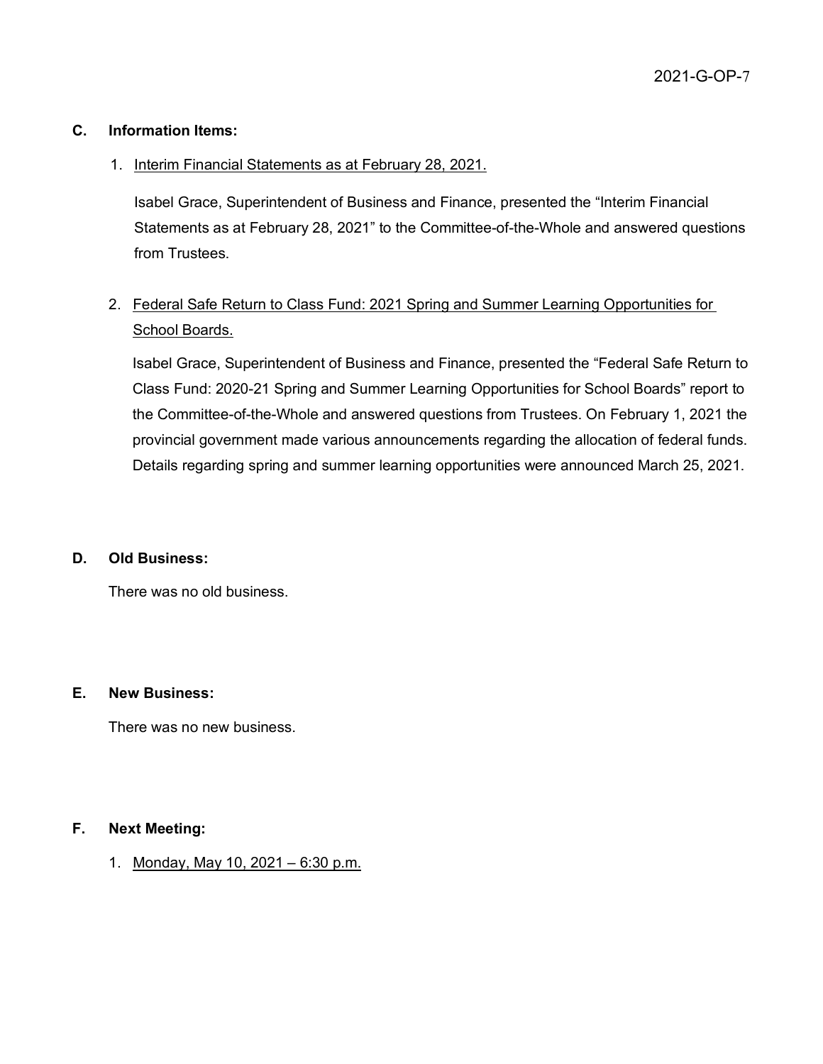## C. Information Items:

1. Interim Financial Statements as at February 28, 2021.

   Isabel Grace, Superintendent of Business and Finance, presented the "Interim Financial Statements as at February 28, 2021" to the Committee-of-the-Whole and answered questions from Trustees.

2. Federal Safe Return to Class Fund: 2021 Spring and Summer Learning Opportunities for School Boards.

   Isabel Grace, Superintendent of Business and Finance, presented the "Federal Safe Return to Class Fund: 2020-21 Spring and Summer Learning Opportunities for School Boards" report to the Committee-of-the-Whole and answered questions from Trustees. On February 1, 2021 the provincial government made various announcements regarding the allocation of federal funds. Details regarding spring and summer learning opportunities were announced March 25, 2021.

## D. Old Business:

There was no old business.

## E. New Business:

There was no new business.

## F. Next Meeting:

1. Monday, May 10, 2021 – 6:30 p.m.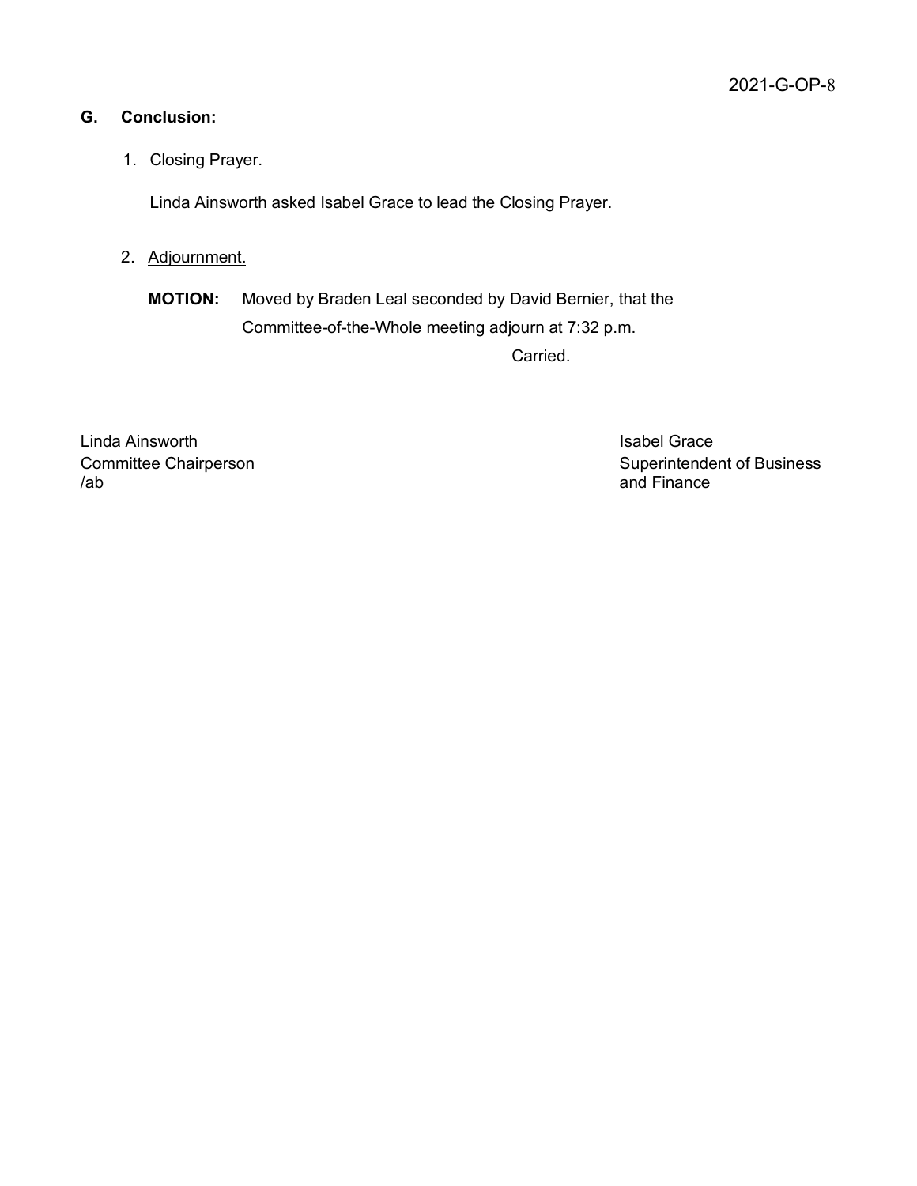### G. Conclusion:

1. Closing Prayer.

   Linda Ainsworth asked Isabel Grace to lead the Closing Prayer.

2. Adjournment.

   **MOTION:** Moved by Braden Leal seconded by David Bernier, that the Committee-of-the-Whole meeting adjourn at 7:32 p.m.

   Carried.

Linda Ainsworth
Committee Chairperson
/ab

Isabel Grace
Superintendent of Business and Finance